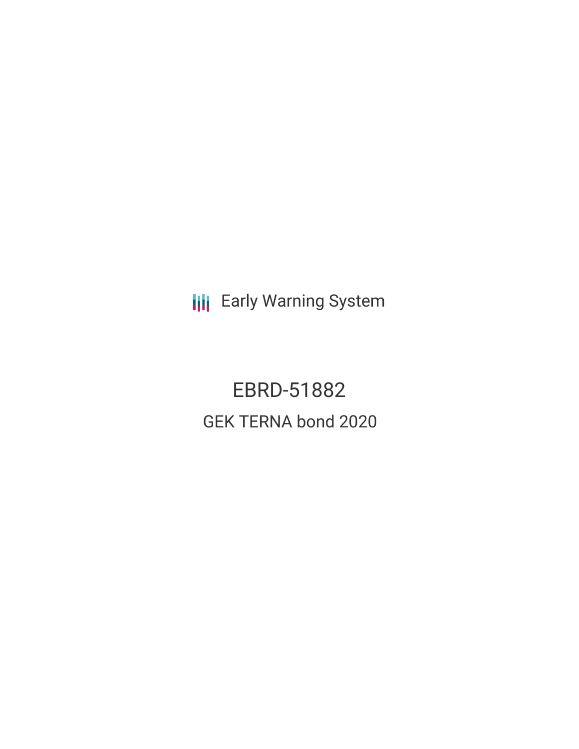Early Warning System

# EBRD-51882

## GEK TERNA bond 2020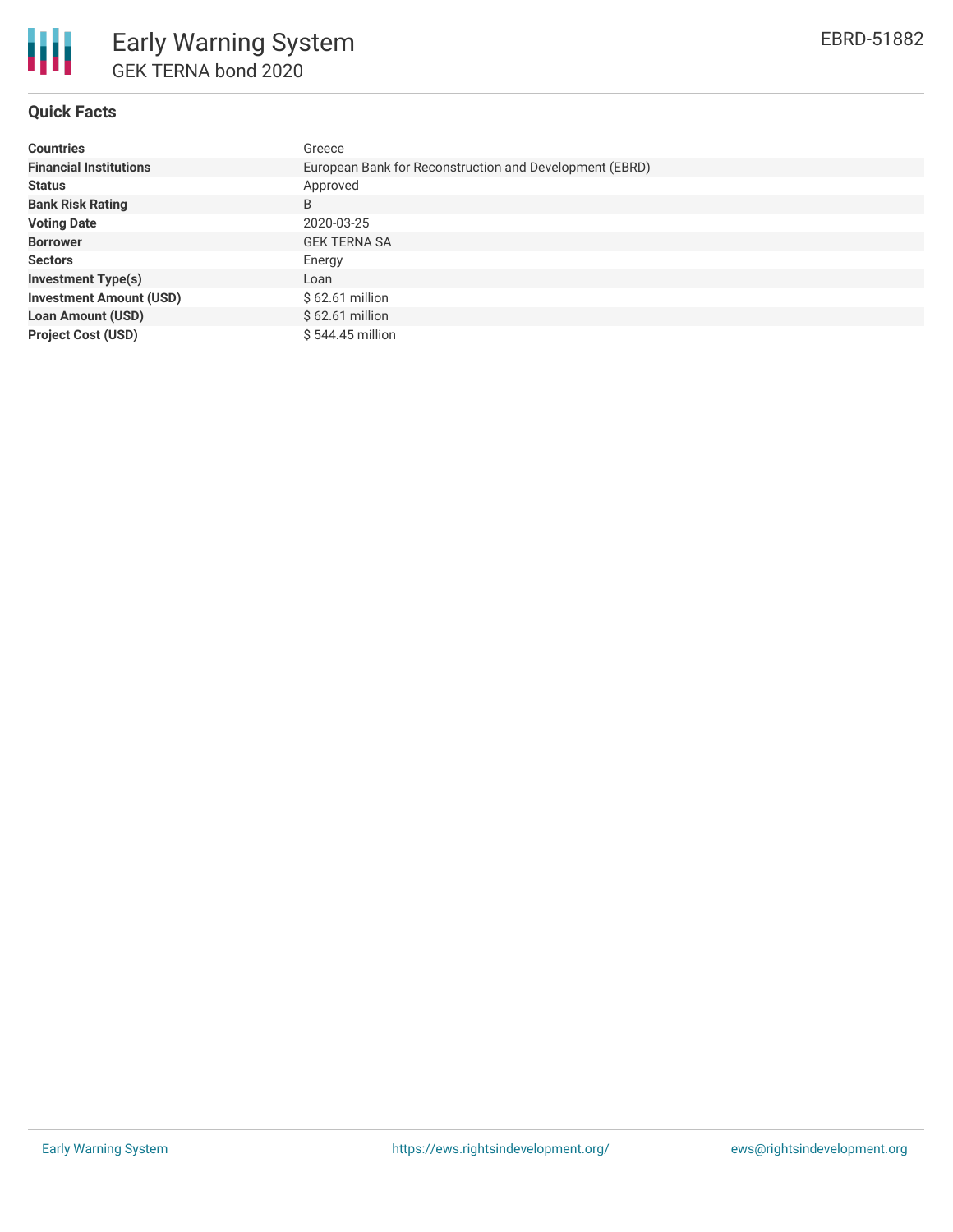## Quick Facts

| | |
|---|---|
| **Countries** | Greece |
| **Financial Institutions** | European Bank for Reconstruction and Development (EBRD) |
| **Status** | Approved |
| **Bank Risk Rating** | B |
| **Voting Date** | 2020-03-25 |
| **Borrower** | GEK TERNA SA |
| **Sectors** | Energy |
| **Investment Type(s)** | Loan |
| **Investment Amount (USD)** | $ 62.61 million |
| **Loan Amount (USD)** | $ 62.61 million |
| **Project Cost (USD)** | $ 544.45 million |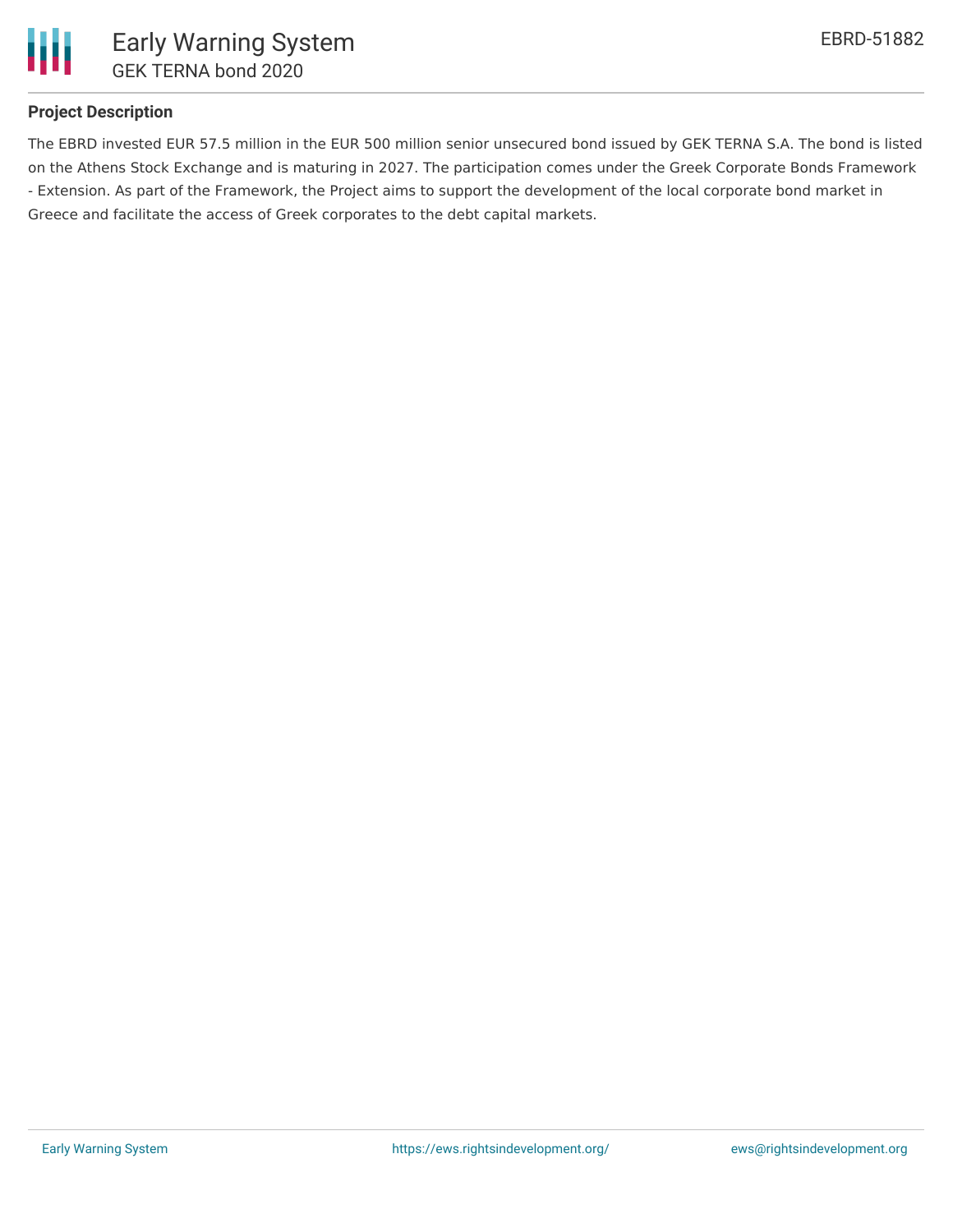### Project Description

The EBRD invested EUR 57.5 million in the EUR 500 million senior unsecured bond issued by GEK TERNA S.A. The bond is listed on the Athens Stock Exchange and is maturing in 2027. The participation comes under the Greek Corporate Bonds Framework - Extension. As part of the Framework, the Project aims to support the development of the local corporate bond market in Greece and facilitate the access of Greek corporates to the debt capital markets.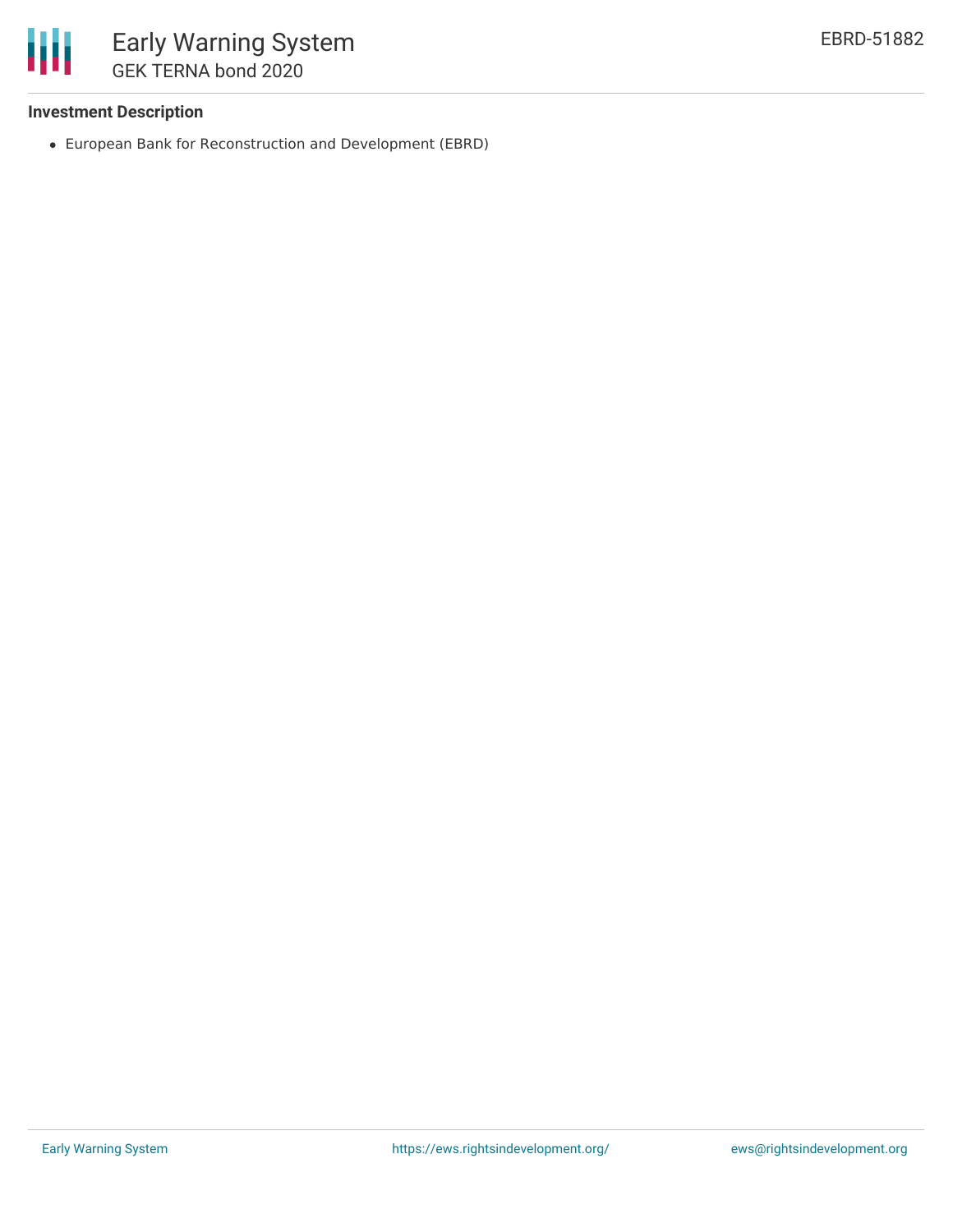### Investment Description

- European Bank for Reconstruction and Development (EBRD)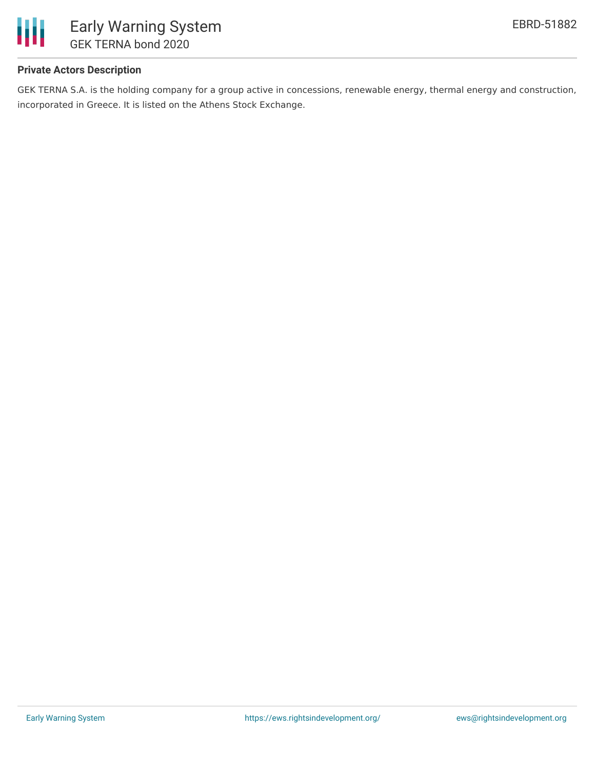**Private Actors Description**

GEK TERNA S.A. is the holding company for a group active in concessions, renewable energy, thermal energy and construction, incorporated in Greece. It is listed on the Athens Stock Exchange.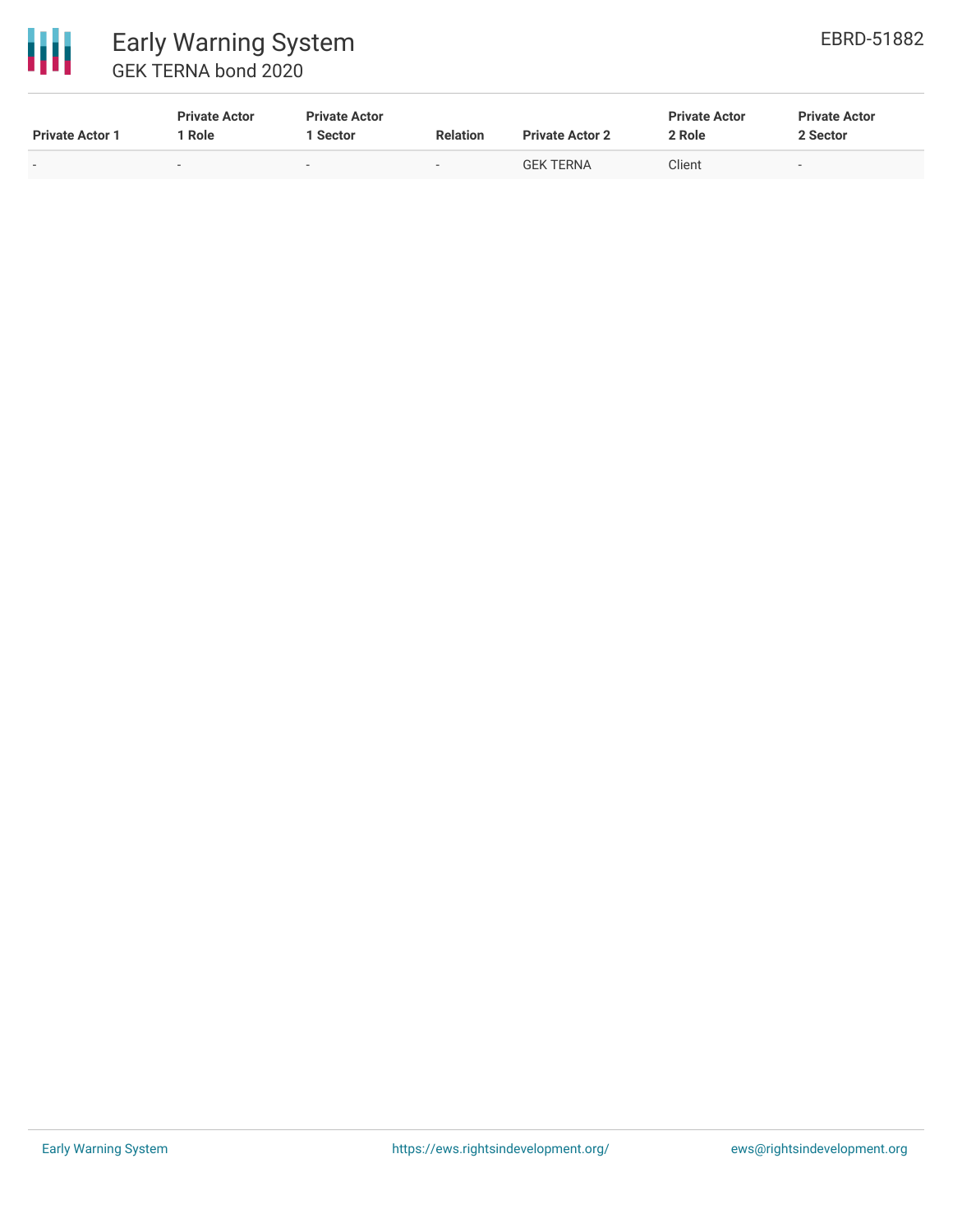| Private Actor 1 | Private Actor 1 Role | Private Actor 1 Sector | Relation | Private Actor 2 | Private Actor 2 Role | Private Actor 2 Sector |
|---|---|---|---|---|---|---|
| - | - | - | - | GEK TERNA | Client | - |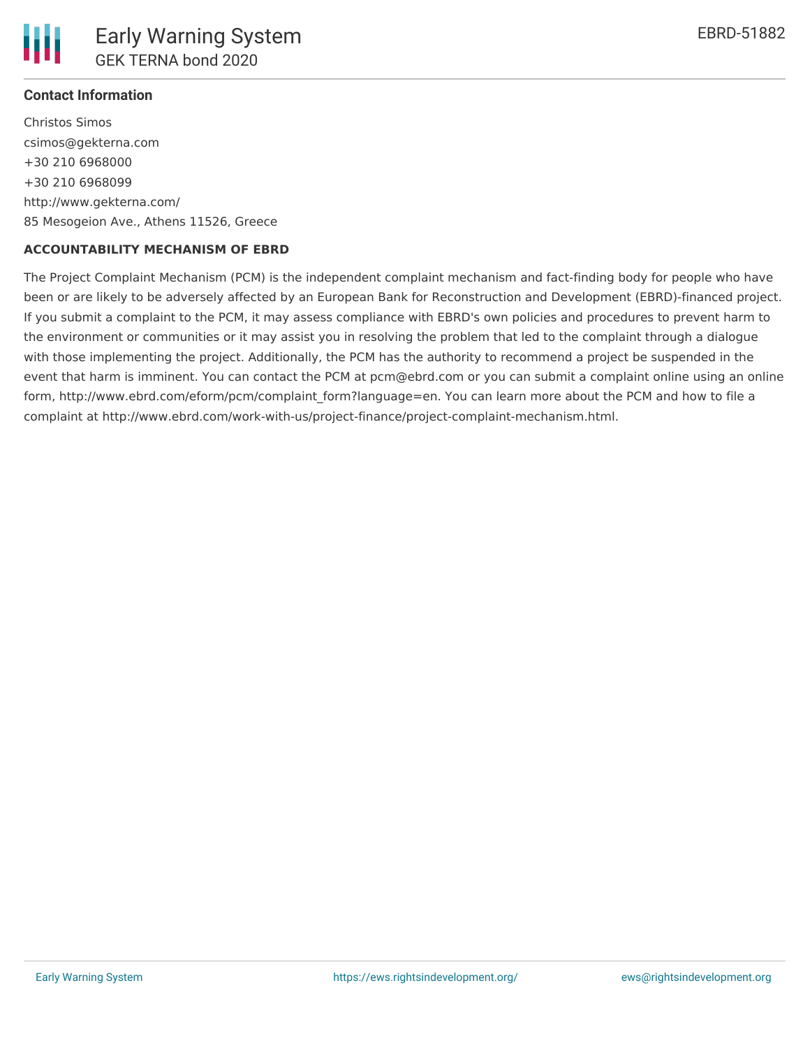### Contact Information

Christos Simos
csimos@gekterna.com
+30 210 6968000
+30 210 6968099
http://www.gekterna.com/
85 Mesogeion Ave., Athens 11526, Greece

**ACCOUNTABILITY MECHANISM OF EBRD**

The Project Complaint Mechanism (PCM) is the independent complaint mechanism and fact-finding body for people who have been or are likely to be adversely affected by an European Bank for Reconstruction and Development (EBRD)-financed project. If you submit a complaint to the PCM, it may assess compliance with EBRD's own policies and procedures to prevent harm to the environment or communities or it may assist you in resolving the problem that led to the complaint through a dialogue with those implementing the project. Additionally, the PCM has the authority to recommend a project be suspended in the event that harm is imminent. You can contact the PCM at pcm@ebrd.com or you can submit a complaint online using an online form, http://www.ebrd.com/eform/pcm/complaint_form?language=en. You can learn more about the PCM and how to file a complaint at http://www.ebrd.com/work-with-us/project-finance/project-complaint-mechanism.html.